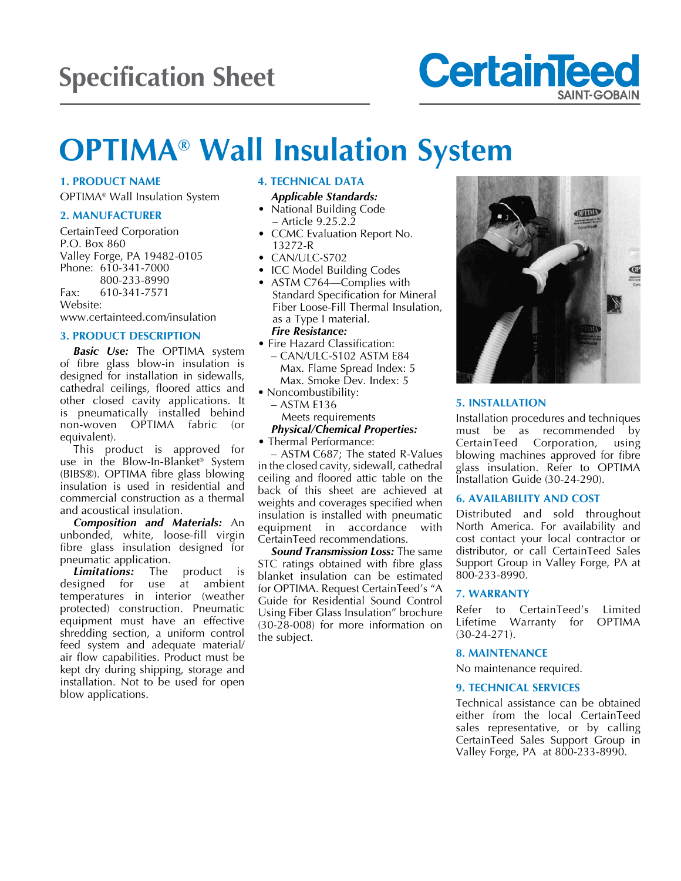Specification Sheet

CertainTeed
SAINT-GOBAIN

# OPTIMA® Wall Insulation System

## 1. PRODUCT NAME

OPTIMA® Wall Insulation System

## 2. MANUFACTURER

CertainTeed Corporation
P.O. Box 860
Valley Forge, PA 19482-0105
Phone: 610-341-7000
800-233-8990
Fax: 610-341-7571
Website:
www.certainteed.com/insulation

## 3. PRODUCT DESCRIPTION

***Basic Use:*** The OPTIMA system of fibre glass blow-in insulation is designed for installation in sidewalls, cathedral ceilings, floored attics and other closed cavity applications. It is pneumatically installed behind non-woven OPTIMA fabric (or equivalent).

This product is approved for use in the Blow-In-Blanket® System (BIBS®). OPTIMA fibre glass blowing insulation is used in residential and commercial construction as a thermal and acoustical insulation.

***Composition and Materials:*** An unbonded, white, loose-fill virgin fibre glass insulation designed for pneumatic application.

***Limitations:*** The product is designed for use at ambient temperatures in interior (weather protected) construction. Pneumatic equipment must have an effective shredding section, a uniform control feed system and adequate material/air flow capabilities. Product must be kept dry during shipping, storage and installation. Not to be used for open blow applications.

## 4. TECHNICAL DATA

***Applicable Standards:***

- National Building Code – Article 9.25.2.2
- CCMC Evaluation Report No. 13272-R
- CAN/ULC-S702
- ICC Model Building Codes
- ASTM C764—Complies with Standard Specification for Mineral Fiber Loose-Fill Thermal Insulation, as a Type I material.

***Fire Resistance:***

- Fire Hazard Classification:
  - CAN/ULC-S102 ASTM E84
    Max. Flame Spread Index: 5
    Max. Smoke Dev. Index: 5
- Noncombustibility:
  - ASTM E136
    Meets requirements

***Physical/Chemical Properties:***

- Thermal Performance:
  – ASTM C687; The stated R-Values in the closed cavity, sidewall, cathedral ceiling and floored attic table on the back of this sheet are achieved at weights and coverages specified when insulation is installed with pneumatic equipment in accordance with CertainTeed recommendations.

***Sound Transmission Loss:*** The same STC ratings obtained with fibre glass blanket insulation can be estimated for OPTIMA. Request CertainTeed's "A Guide for Residential Sound Control Using Fiber Glass Insulation" brochure (30-28-008) for more information on the subject.

## 5. INSTALLATION

Installation procedures and techniques must be as recommended by CertainTeed Corporation, using blowing machines approved for fibre glass insulation. Refer to OPTIMA Installation Guide (30-24-290).

## 6. AVAILABILITY AND COST

Distributed and sold throughout North America. For availability and cost contact your local contractor or distributor, or call CertainTeed Sales Support Group in Valley Forge, PA at 800-233-8990.

## 7. WARRANTY

Refer to CertainTeed's Limited Lifetime Warranty for OPTIMA (30-24-271).

## 8. MAINTENANCE

No maintenance required.

## 9. TECHNICAL SERVICES

Technical assistance can be obtained either from the local CertainTeed sales representative, or by calling CertainTeed Sales Support Group in Valley Forge, PA at 800-233-8990.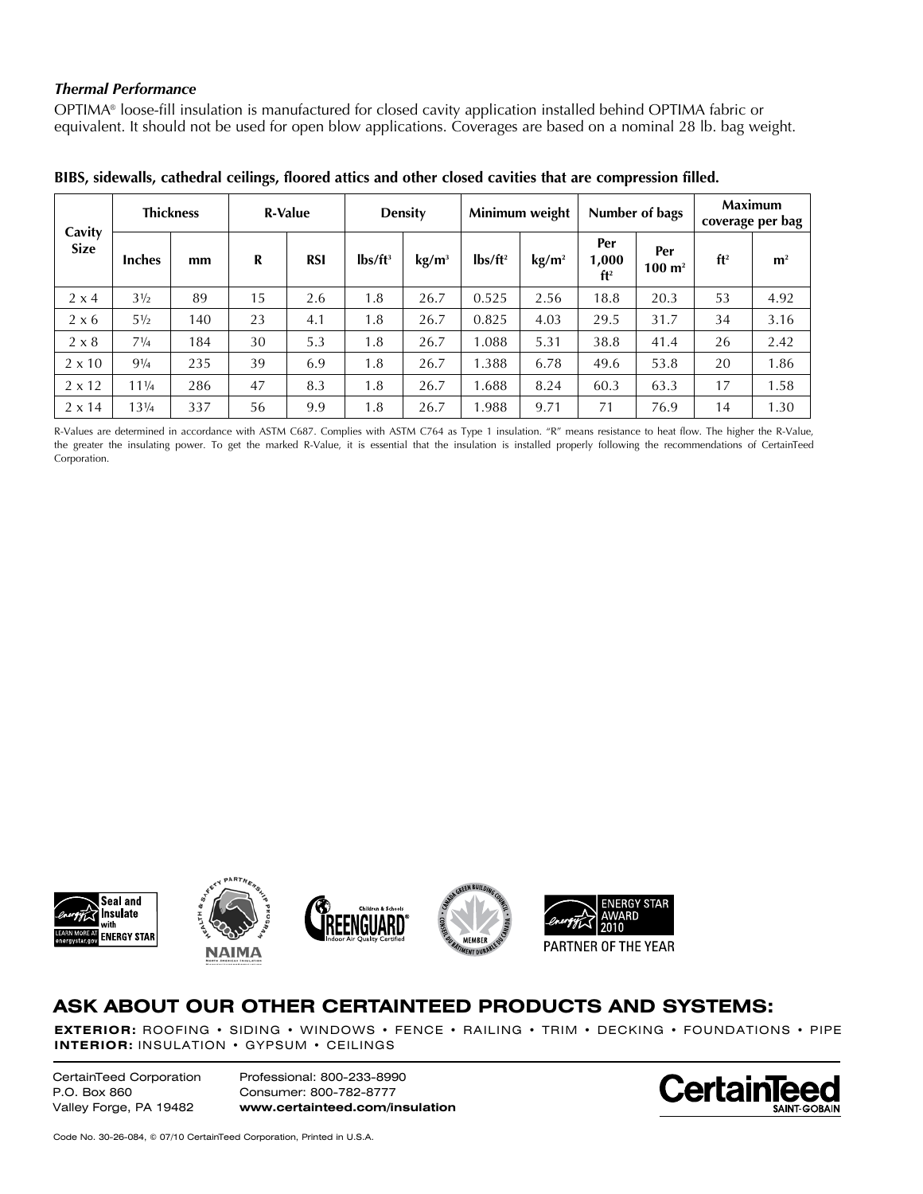### *Thermal Performance*

OPTIMA® loose-fill insulation is manufactured for closed cavity application installed behind OPTIMA fabric or equivalent. It should not be used for open blow applications. Coverages are based on a nominal 28 lb. bag weight.

**BIBS, sidewalls, cathedral ceilings, floored attics and other closed cavities that are compression filled.**

| Cavity Size | Thickness | | R-Value | | Density | | Minimum weight | | Number of bags | | Maximum coverage per bag | |
|---|---|---|---|---|---|---|---|---|---|---|---|---|
| | Inches | mm | R | RSI | lbs/ft³ | kg/m³ | lbs/ft² | kg/m² | Per 1,000 ft² | Per 100 m² | ft² | m² |
| 2 x 4 | 3½ | 89 | 15 | 2.6 | 1.8 | 26.7 | 0.525 | 2.56 | 18.8 | 20.3 | 53 | 4.92 |
| 2 x 6 | 5½ | 140 | 23 | 4.1 | 1.8 | 26.7 | 0.825 | 4.03 | 29.5 | 31.7 | 34 | 3.16 |
| 2 x 8 | 7¼ | 184 | 30 | 5.3 | 1.8 | 26.7 | 1.088 | 5.31 | 38.8 | 41.4 | 26 | 2.42 |
| 2 x 10 | 9¼ | 235 | 39 | 6.9 | 1.8 | 26.7 | 1.388 | 6.78 | 49.6 | 53.8 | 20 | 1.86 |
| 2 x 12 | 11¼ | 286 | 47 | 8.3 | 1.8 | 26.7 | 1.688 | 8.24 | 60.3 | 63.3 | 17 | 1.58 |
| 2 x 14 | 13¼ | 337 | 56 | 9.9 | 1.8 | 26.7 | 1.988 | 9.71 | 71 | 76.9 | 14 | 1.30 |

R-Values are determined in accordance with ASTM C687. Complies with ASTM C764 as Type 1 insulation. "R" means resistance to heat flow. The higher the R-Value, the greater the insulating power. To get the marked R-Value, it is essential that the insulation is installed properly following the recommendations of CertainTeed Corporation.

Seal and Insulate with ENERGY STAR — LEARN MORE AT energystar.gov

NAIMA Health & Safety Partnership Program

GREENGUARD Children & Schools Indoor Air Quality Certified

Canada Green Building Council Member

ENERGY STAR AWARD 2010 PARTNER OF THE YEAR

## ASK ABOUT OUR OTHER CERTAINTEED PRODUCTS AND SYSTEMS:

**EXTERIOR:** ROOFING • SIDING • WINDOWS • FENCE • RAILING • TRIM • DECKING • FOUNDATIONS • PIPE
**INTERIOR:** INSULATION • GYPSUM • CEILINGS

CertainTeed Corporation
P.O. Box 860
Valley Forge, PA 19482

Professional: 800-233-8990
Consumer: 800-782-8777
**www.certainteed.com/insulation**

CertainTeed SAINT-GOBAIN

Code No. 30-26-084, © 07/10 CertainTeed Corporation, Printed in U.S.A.